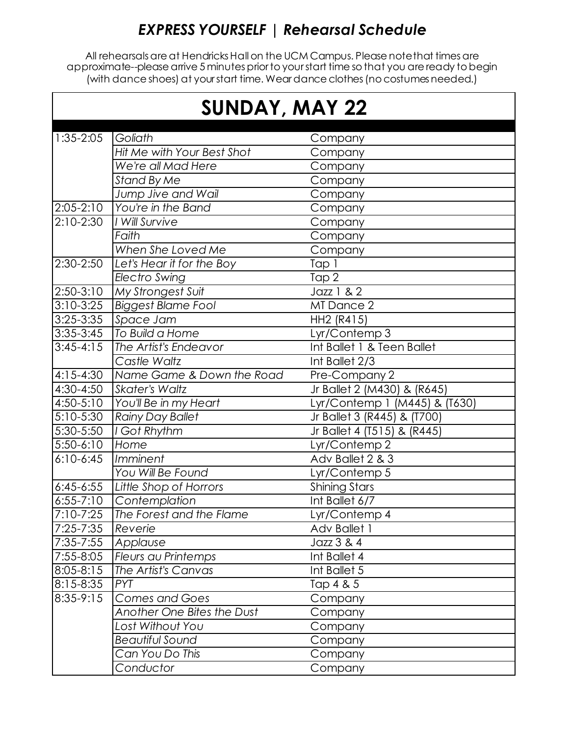# *EXPRESS YOURSELF | Rehearsal Schedule*

All rehearsals are at Hendricks Hall on the UCM Campus. Please note that times are approximate--please arrive 5 minutes prior to your start time so that you are ready to begin (with dance shoes) at your start time. Wear dance clothes (no costumes needed.)

## SUNDAY, MAY 22

| | | |
|---|---|---|
| 1:35-2:05 | *Goliath* | Company |
| | *Hit Me with Your Best Shot* | Company |
| | *We're all Mad Here* | Company |
| | *Stand By Me* | Company |
| | *Jump Jive and Wail* | Company |
| 2:05-2:10 | *You're in the Band* | Company |
| 2:10-2:30 | *I Will Survive* | Company |
| | *Faith* | Company |
| | *When She Loved Me* | Company |
| 2:30-2:50 | *Let's Hear it for the Boy* | Tap 1 |
| | *Electro Swing* | Tap 2 |
| 2:50-3:10 | *My Strongest Suit* | Jazz 1 & 2 |
| 3:10-3:25 | *Biggest Blame Fool* | MT Dance 2 |
| 3:25-3:35 | *Space Jam* | HH2 (R415) |
| 3:35-3:45 | *To Build a Home* | Lyr/Contemp 3 |
| 3:45-4:15 | *The Artist's Endeavor* | Int Ballet 1 & Teen Ballet |
| | *Castle Waltz* | Int Ballet 2/3 |
| 4:15-4:30 | *Name Game & Down the Road* | Pre-Company 2 |
| 4:30-4:50 | *Skater's Waltz* | Jr Ballet 2 (M430) & (R645) |
| 4:50-5:10 | *You'll Be in my Heart* | Lyr/Contemp 1 (M445) & (T630) |
| 5:10-5:30 | *Rainy Day Ballet* | Jr Ballet 3 (R445) & (T700) |
| 5:30-5:50 | *I Got Rhythm* | Jr Ballet 4 (T515) & (R445) |
| 5:50-6:10 | *Home* | Lyr/Contemp 2 |
| 6:10-6:45 | *Imminent* | Adv Ballet 2 & 3 |
| | *You Will Be Found* | Lyr/Contemp 5 |
| 6:45-6:55 | *Little Shop of Horrors* | Shining Stars |
| 6:55-7:10 | *Contemplation* | Int Ballet 6/7 |
| 7:10-7:25 | *The Forest and the Flame* | Lyr/Contemp 4 |
| 7:25-7:35 | *Reverie* | Adv Ballet 1 |
| 7:35-7:55 | *Applause* | Jazz 3 & 4 |
| 7:55-8:05 | *Fleurs au Printemps* | Int Ballet 4 |
| 8:05-8:15 | *The Artist's Canvas* | Int Ballet 5 |
| 8:15-8:35 | *PYT* | Tap 4 & 5 |
| 8:35-9:15 | *Comes and Goes* | Company |
| | *Another One Bites the Dust* | Company |
| | *Lost Without You* | Company |
| | *Beautiful Sound* | Company |
| | *Can You Do This* | Company |
| | *Conductor* | Company |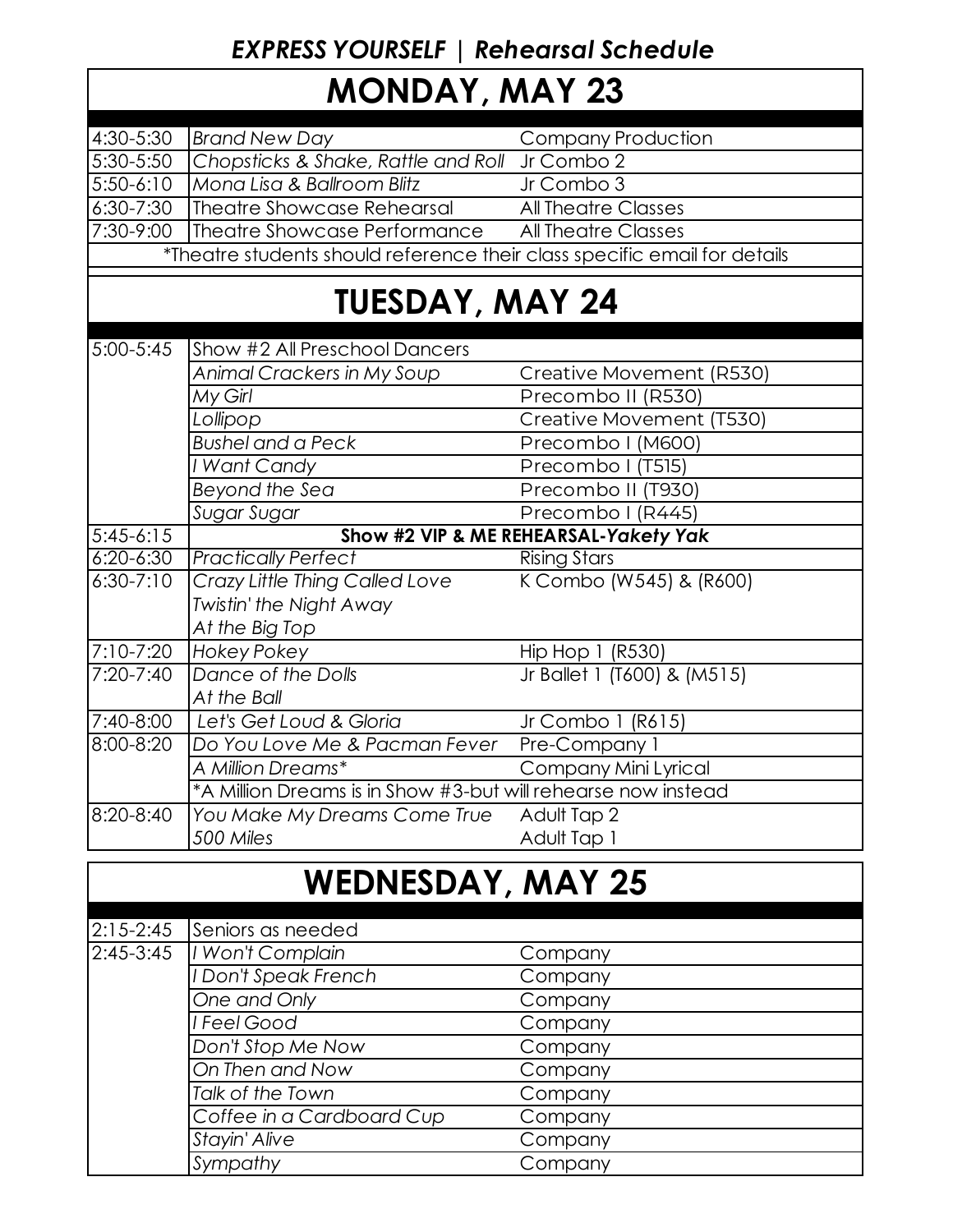## *EXPRESS YOURSELF | Rehearsal Schedule*

# MONDAY, MAY 23

| Time | Piece | Class |
|---|---|---|
| 4:30-5:30 | *Brand New Day* | Company Production |
| 5:30-5:50 | *Chopsticks & Shake, Rattle and Roll* | Jr Combo 2 |
| 5:50-6:10 | *Mona Lisa & Ballroom Blitz* | Jr Combo 3 |
| 6:30-7:30 | Theatre Showcase Rehearsal | All Theatre Classes |
| 7:30-9:00 | Theatre Showcase Performance | All Theatre Classes |
| *Theatre students should reference their class specific email for details | | |

# TUESDAY, MAY 24

| Time | Piece | Class |
|---|---|---|
| 5:00-5:45 | Show #2 All Preschool Dancers | |
| | *Animal Crackers in My Soup* | Creative Movement (R530) |
| | *My Girl* | Precombo II (R530) |
| | *Lollipop* | Creative Movement (T530) |
| | *Bushel and a Peck* | Precombo I (M600) |
| | *I Want Candy* | Precombo I (T515) |
| | *Beyond the Sea* | Precombo II (T930) |
| | *Sugar Sugar* | Precombo I (R445) |
| 5:45-6:15 | **Show #2 VIP & ME REHEARSAL-*Yakety Yak*** | |
| 6:20-6:30 | *Practically Perfect* | Rising Stars |
| 6:30-7:10 | *Crazy Little Thing Called Love* | K Combo (W545) & (R600) |
| | *Twistin' the Night Away* | |
| | *At the Big Top* | |
| 7:10-7:20 | *Hokey Pokey* | Hip Hop 1 (R530) |
| 7:20-7:40 | *Dance of the Dolls* | Jr Ballet 1 (T600) & (M515) |
| | *At the Ball* | |
| 7:40-8:00 | *Let's Get Loud & Gloria* | Jr Combo 1 (R615) |
| 8:00-8:20 | *Do You Love Me & Pacman Fever* | Pre-Company 1 |
| | *A Million Dreams** | Company Mini Lyrical |
| | *A Million Dreams is in Show #3-but will rehearse now instead | |
| 8:20-8:40 | *You Make My Dreams Come True* | Adult Tap 2 |
| | *500 Miles* | Adult Tap 1 |

# WEDNESDAY, MAY 25

| Time | Piece | Class |
|---|---|---|
| 2:15-2:45 | Seniors as needed | |
| 2:45-3:45 | *I Won't Complain* | Company |
| | *I Don't Speak French* | Company |
| | *One and Only* | Company |
| | *I Feel Good* | Company |
| | *Don't Stop Me Now* | Company |
| | *On Then and Now* | Company |
| | *Talk of the Town* | Company |
| | *Coffee in a Cardboard Cup* | Company |
| | *Stayin' Alive* | Company |
| | *Sympathy* | Company |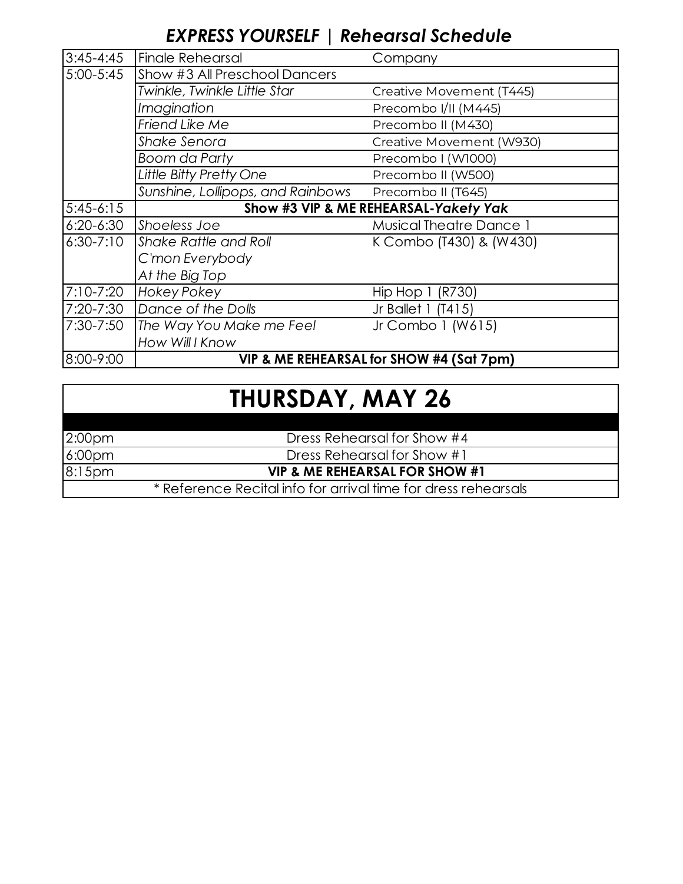## *EXPRESS YOURSELF | Rehearsal Schedule*

| | | |
|---|---|---|
| 3:45-4:45 | Finale Rehearsal | Company |
| 5:00-5:45 | Show #3 All Preschool Dancers | |
| | *Twinkle, Twinkle Little Star* | Creative Movement (T445) |
| | *Imagination* | Precombo I/II (M445) |
| | *Friend Like Me* | Precombo II (M430) |
| | *Shake Senora* | Creative Movement (W930) |
| | *Boom da Party* | Precombo I (W1000) |
| | *Little Bitty Pretty One* | Precombo II (W500) |
| | *Sunshine, Lollipops, and Rainbows* | Precombo II (T645) |
| 5:45-6:15 | **Show #3 VIP & ME REHEARSAL-*Yakety Yak*** | |
| 6:20-6:30 | *Shoeless Joe* | Musical Theatre Dance 1 |
| 6:30-7:10 | *Shake Rattle and Roll*<br>*C'mon Everybody*<br>*At the Big Top* | K Combo (T430) & (W430) |
| 7:10-7:20 | *Hokey Pokey* | Hip Hop 1 (R730) |
| 7:20-7:30 | *Dance of the Dolls* | Jr Ballet 1 (T415) |
| 7:30-7:50 | *The Way You Make me Feel*<br>*How Will I Know* | Jr Combo 1 (W615) |
| 8:00-9:00 | **VIP & ME REHEARSAL for SHOW #4 (Sat 7pm)** | |

## THURSDAY, MAY 26

| | |
|---|---|
| 2:00pm | Dress Rehearsal for Show #4 |
| 6:00pm | Dress Rehearsal for Show #1 |
| 8:15pm | **VIP & ME REHEARSAL FOR SHOW #1** |
| | * Reference Recital info for arrival time for dress rehearsals |